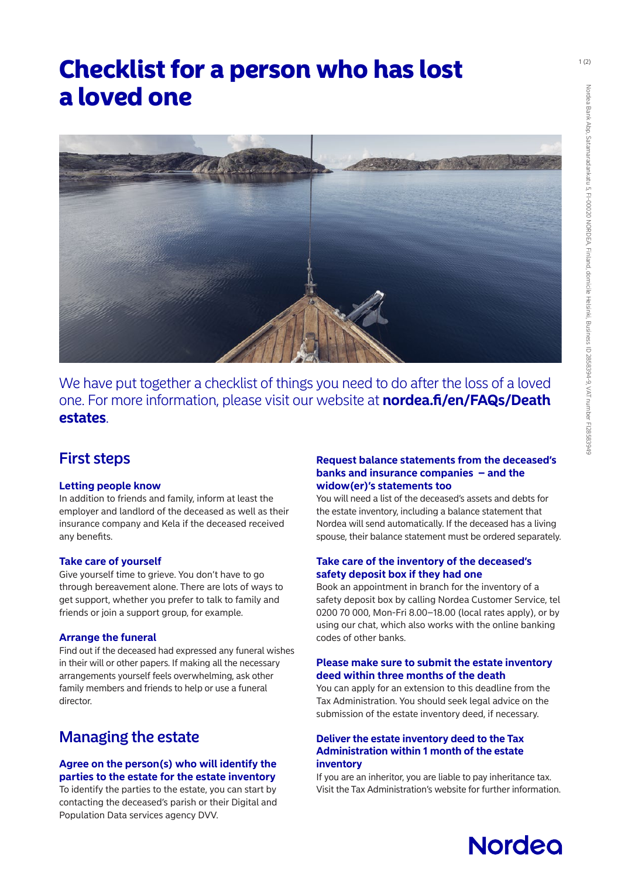# Checklist for a person who has lost a loved one

We have put together a checklist of things you need to do after the loss of a loved one. For more information, please visit our website at **nordea.fi/en/FAQs/Death estates**.

## First steps

### Letting people know

In addition to friends and family, inform at least the employer and landlord of the deceased as well as their insurance company and Kela if the deceased received any benefits.

### Take care of yourself

Give yourself time to grieve. You don't have to go through bereavement alone. There are lots of ways to get support, whether you prefer to talk to family and friends or join a support group, for example.

### Arrange the funeral

Find out if the deceased had expressed any funeral wishes in their will or other papers. If making all the necessary arrangements yourself feels overwhelming, ask other family members and friends to help or use a funeral director.

## Managing the estate

### Agree on the person(s) who will identify the parties to the estate for the estate inventory

To identify the parties to the estate, you can start by contacting the deceased's parish or their Digital and Population Data services agency DVV.

### Request balance statements from the deceased's banks and insurance companies – and the widow(er)'s statements too

You will need a list of the deceased's assets and debts for the estate inventory, including a balance statement that Nordea will send automatically. If the deceased has a living spouse, their balance statement must be ordered separately.

### Take care of the inventory of the deceased's safety deposit box if they had one

Book an appointment in branch for the inventory of a safety deposit box by calling Nordea Customer Service, tel 0200 70 000, Mon-Fri 8.00–18.00 (local rates apply), or by using our chat, which also works with the online banking codes of other banks.

### Please make sure to submit the estate inventory deed within three months of the death

You can apply for an extension to this deadline from the Tax Administration. You should seek legal advice on the submission of the estate inventory deed, if necessary.

### Deliver the estate inventory deed to the Tax Administration within 1 month of the estate inventory

If you are an inheritor, you are liable to pay inheritance tax. Visit the Tax Administration's website for further information.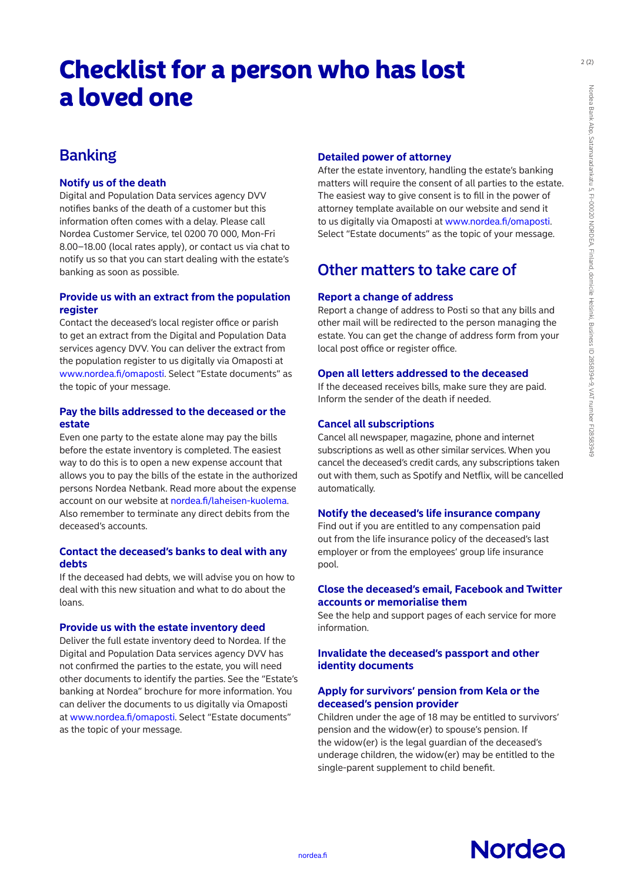# Checklist for a person who has lost a loved one

## Banking

### Notify us of the death

Digital and Population Data services agency DVV notifies banks of the death of a customer but this information often comes with a delay. Please call Nordea Customer Service, tel 0200 70 000, Mon-Fri 8.00–18.00 (local rates apply), or contact us via chat to notify us so that you can start dealing with the estate's banking as soon as possible.

### Provide us with an extract from the population register

Contact the deceased's local register office or parish to get an extract from the Digital and Population Data services agency DVV. You can deliver the extract from the population register to us digitally via Omaposti at www.nordea.fi/omaposti. Select "Estate documents" as the topic of your message.

### Pay the bills addressed to the deceased or the estate

Even one party to the estate alone may pay the bills before the estate inventory is completed. The easiest way to do this is to open a new expense account that allows you to pay the bills of the estate in the authorized persons Nordea Netbank. Read more about the expense account on our website at nordea.fi/laheisen-kuolema. Also remember to terminate any direct debits from the deceased's accounts.

### Contact the deceased's banks to deal with any debts

If the deceased had debts, we will advise you on how to deal with this new situation and what to do about the loans.

### Provide us with the estate inventory deed

Deliver the full estate inventory deed to Nordea. If the Digital and Population Data services agency DVV has not confirmed the parties to the estate, you will need other documents to identify the parties. See the "Estate's banking at Nordea" brochure for more information. You can deliver the documents to us digitally via Omaposti at www.nordea.fi/omaposti. Select "Estate documents" as the topic of your message.

### Detailed power of attorney

After the estate inventory, handling the estate's banking matters will require the consent of all parties to the estate. The easiest way to give consent is to fill in the power of attorney template available on our website and send it to us digitally via Omaposti at www.nordea.fi/omaposti. Select "Estate documents" as the topic of your message.

## Other matters to take care of

### Report a change of address

Report a change of address to Posti so that any bills and other mail will be redirected to the person managing the estate. You can get the change of address form from your local post office or register office.

### Open all letters addressed to the deceased

If the deceased receives bills, make sure they are paid. Inform the sender of the death if needed.

### Cancel all subscriptions

Cancel all newspaper, magazine, phone and internet subscriptions as well as other similar services. When you cancel the deceased's credit cards, any subscriptions taken out with them, such as Spotify and Netflix, will be cancelled automatically.

### Notify the deceased's life insurance company

Find out if you are entitled to any compensation paid out from the life insurance policy of the deceased's last employer or from the employees' group life insurance pool.

### Close the deceased's email, Facebook and Twitter accounts or memorialise them

See the help and support pages of each service for more information.

### Invalidate the deceased's passport and other identity documents

### Apply for survivors' pension from Kela or the deceased's pension provider

Children under the age of 18 may be entitled to survivors' pension and the widow(er) to spouse's pension. If the widow(er) is the legal guardian of the deceased's underage children, the widow(er) may be entitled to the single-parent supplement to child benefit.